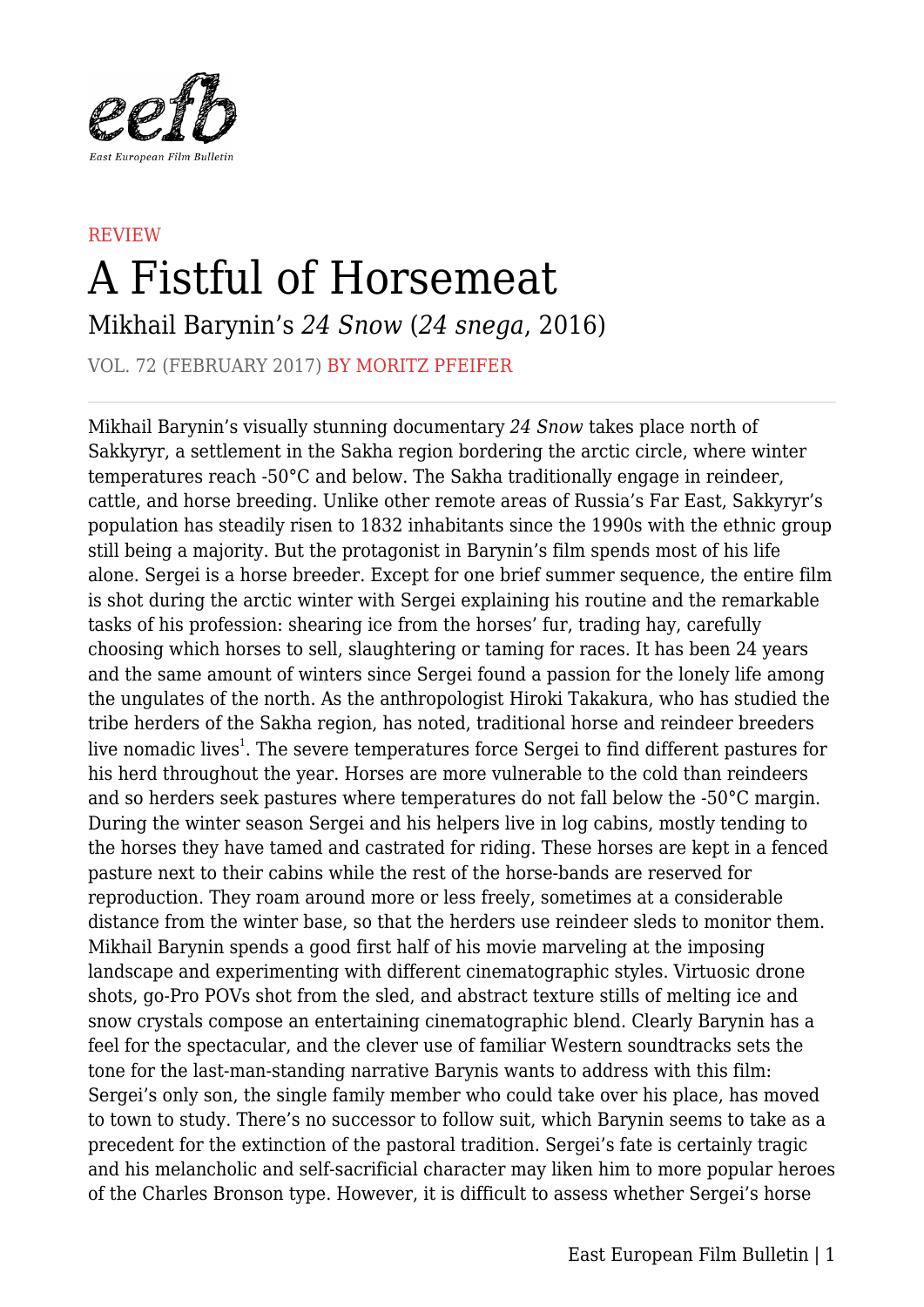REVIEW

# A Fistful of Horsemeat

## Mikhail Barynin's *24 Snow* (*24 snega*, 2016)

VOL. 72 (FEBRUARY 2017) BY MORITZ PFEIFER

---

Mikhail Barynin's visually stunning documentary *24 Snow* takes place north of Sakkyryr, a settlement in the Sakha region bordering the arctic circle, where winter temperatures reach -50°C and below. The Sakha traditionally engage in reindeer, cattle, and horse breeding. Unlike other remote areas of Russia's Far East, Sakkyryr's population has steadily risen to 1832 inhabitants since the 1990s with the ethnic group still being a majority. But the protagonist in Barynin's film spends most of his life alone. Sergei is a horse breeder. Except for one brief summer sequence, the entire film is shot during the arctic winter with Sergei explaining his routine and the remarkable tasks of his profession: shearing ice from the horses' fur, trading hay, carefully choosing which horses to sell, slaughtering or taming for races. It has been 24 years and the same amount of winters since Sergei found a passion for the lonely life among the ungulates of the north. As the anthropologist Hiroki Takakura, who has studied the tribe herders of the Sakha region, has noted, traditional horse and reindeer breeders live nomadic lives[1]. The severe temperatures force Sergei to find different pastures for his herd throughout the year. Horses are more vulnerable to the cold than reindeers and so herders seek pastures where temperatures do not fall below the -50°C margin. During the winter season Sergei and his helpers live in log cabins, mostly tending to the horses they have tamed and castrated for riding. These horses are kept in a fenced pasture next to their cabins while the rest of the horse-bands are reserved for reproduction. They roam around more or less freely, sometimes at a considerable distance from the winter base, so that the herders use reindeer sleds to monitor them. Mikhail Barynin spends a good first half of his movie marveling at the imposing landscape and experimenting with different cinematographic styles. Virtuosic drone shots, go-Pro POVs shot from the sled, and abstract texture stills of melting ice and snow crystals compose an entertaining cinematographic blend. Clearly Barynin has a feel for the spectacular, and the clever use of familiar Western soundtracks sets the tone for the last-man-standing narrative Barynis wants to address with this film: Sergei's only son, the single family member who could take over his place, has moved to town to study. There's no successor to follow suit, which Barynin seems to take as a precedent for the extinction of the pastoral tradition. Sergei's fate is certainly tragic and his melancholic and self-sacrificial character may liken him to more popular heroes of the Charles Bronson type. However, it is difficult to assess whether Sergei's horse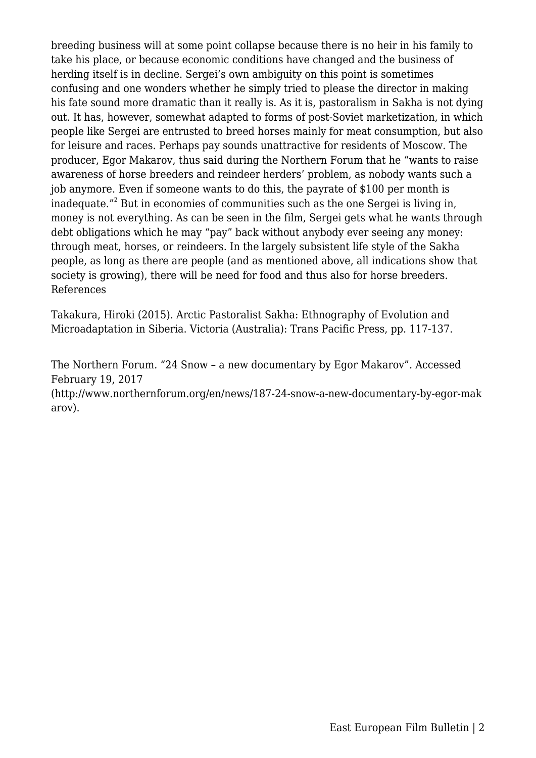breeding business will at some point collapse because there is no heir in his family to take his place, or because economic conditions have changed and the business of herding itself is in decline. Sergei's own ambiguity on this point is sometimes confusing and one wonders whether he simply tried to please the director in making his fate sound more dramatic than it really is. As it is, pastoralism in Sakha is not dying out. It has, however, somewhat adapted to forms of post-Soviet marketization, in which people like Sergei are entrusted to breed horses mainly for meat consumption, but also for leisure and races. Perhaps pay sounds unattractive for residents of Moscow. The producer, Egor Makarov, thus said during the Northern Forum that he "wants to raise awareness of horse breeders and reindeer herders' problem, as nobody wants such a job anymore. Even if someone wants to do this, the payrate of $100 per month is inadequate."[2] But in economies of communities such as the one Sergei is living in, money is not everything. As can be seen in the film, Sergei gets what he wants through debt obligations which he may "pay" back without anybody ever seeing any money: through meat, horses, or reindeers. In the largely subsistent life style of the Sakha people, as long as there are people (and as mentioned above, all indications show that society is growing), there will be need for food and thus also for horse breeders.

References

Takakura, Hiroki (2015). Arctic Pastoralist Sakha: Ethnography of Evolution and Microadaptation in Siberia. Victoria (Australia): Trans Pacific Press, pp. 117-137.

The Northern Forum. "24 Snow – a new documentary by Egor Makarov". Accessed February 19, 2017 (http://www.northernforum.org/en/news/187-24-snow-a-new-documentary-by-egor-makarov).